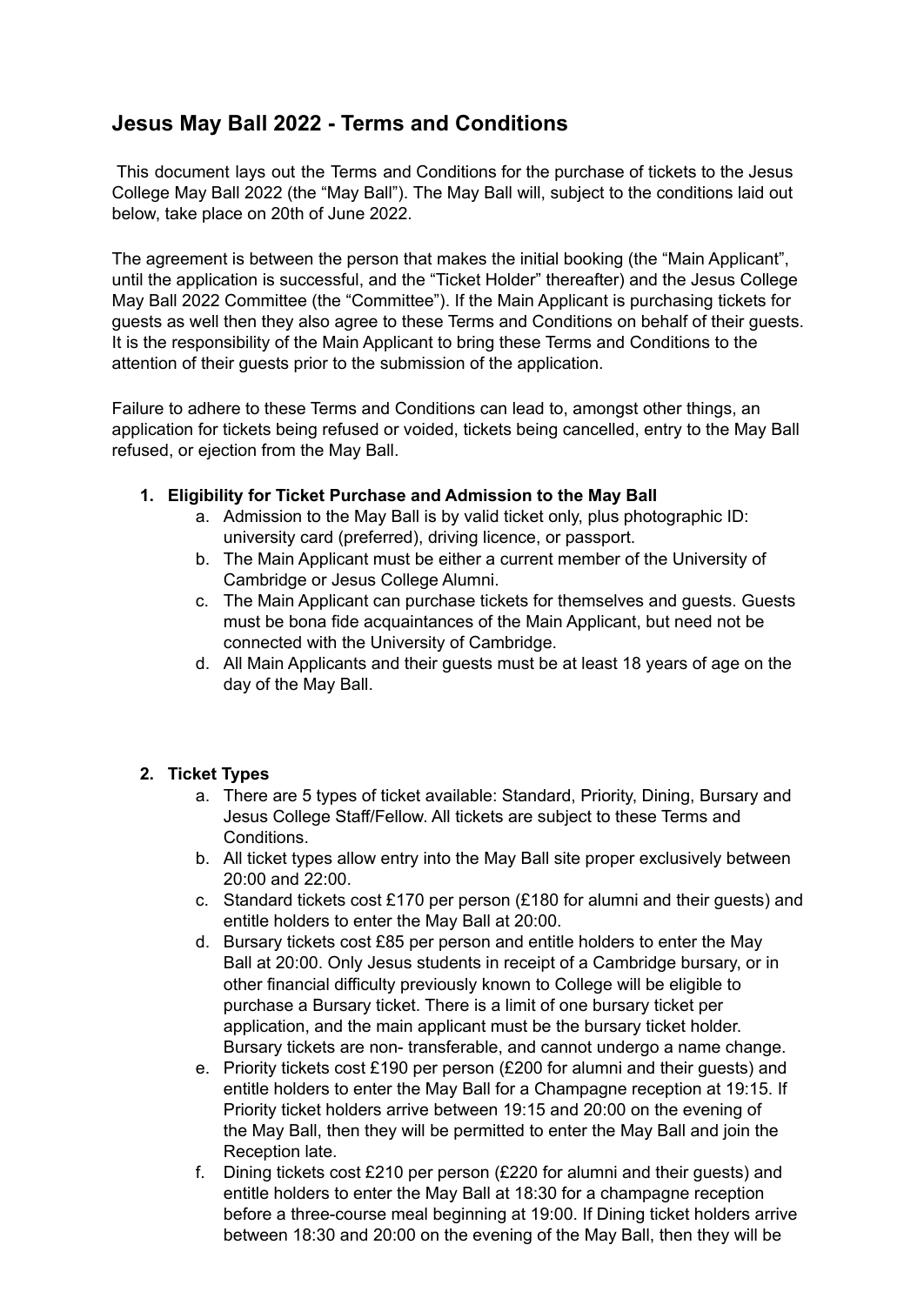# Jesus May Ball 2022 - Terms and Conditions

This document lays out the Terms and Conditions for the purchase of tickets to the Jesus College May Ball 2022 (the "May Ball"). The May Ball will, subject to the conditions laid out below, take place on 20th of June 2022.

The agreement is between the person that makes the initial booking (the "Main Applicant", until the application is successful, and the "Ticket Holder" thereafter) and the Jesus College May Ball 2022 Committee (the "Committee"). If the Main Applicant is purchasing tickets for guests as well then they also agree to these Terms and Conditions on behalf of their guests. It is the responsibility of the Main Applicant to bring these Terms and Conditions to the attention of their guests prior to the submission of the application.

Failure to adhere to these Terms and Conditions can lead to, amongst other things, an application for tickets being refused or voided, tickets being cancelled, entry to the May Ball refused, or ejection from the May Ball.

1. **Eligibility for Ticket Purchase and Admission to the May Ball**
    a. Admission to the May Ball is by valid ticket only, plus photographic ID: university card (preferred), driving licence, or passport.
    b. The Main Applicant must be either a current member of the University of Cambridge or Jesus College Alumni.
    c. The Main Applicant can purchase tickets for themselves and guests. Guests must be bona fide acquaintances of the Main Applicant, but need not be connected with the University of Cambridge.
    d. All Main Applicants and their guests must be at least 18 years of age on the day of the May Ball.

2. **Ticket Types**
    a. There are 5 types of ticket available: Standard, Priority, Dining, Bursary and Jesus College Staff/Fellow. All tickets are subject to these Terms and Conditions.
    b. All ticket types allow entry into the May Ball site proper exclusively between 20:00 and 22:00.
    c. Standard tickets cost £170 per person (£180 for alumni and their guests) and entitle holders to enter the May Ball at 20:00.
    d. Bursary tickets cost £85 per person and entitle holders to enter the May Ball at 20:00. Only Jesus students in receipt of a Cambridge bursary, or in other financial difficulty previously known to College will be eligible to purchase a Bursary ticket. There is a limit of one bursary ticket per application, and the main applicant must be the bursary ticket holder. Bursary tickets are non- transferable, and cannot undergo a name change.
    e. Priority tickets cost £190 per person (£200 for alumni and their guests) and entitle holders to enter the May Ball for a Champagne reception at 19:15. If Priority ticket holders arrive between 19:15 and 20:00 on the evening of the May Ball, then they will be permitted to enter the May Ball and join the Reception late.
    f. Dining tickets cost £210 per person (£220 for alumni and their guests) and entitle holders to enter the May Ball at 18:30 for a champagne reception before a three-course meal beginning at 19:00. If Dining ticket holders arrive between 18:30 and 20:00 on the evening of the May Ball, then they will be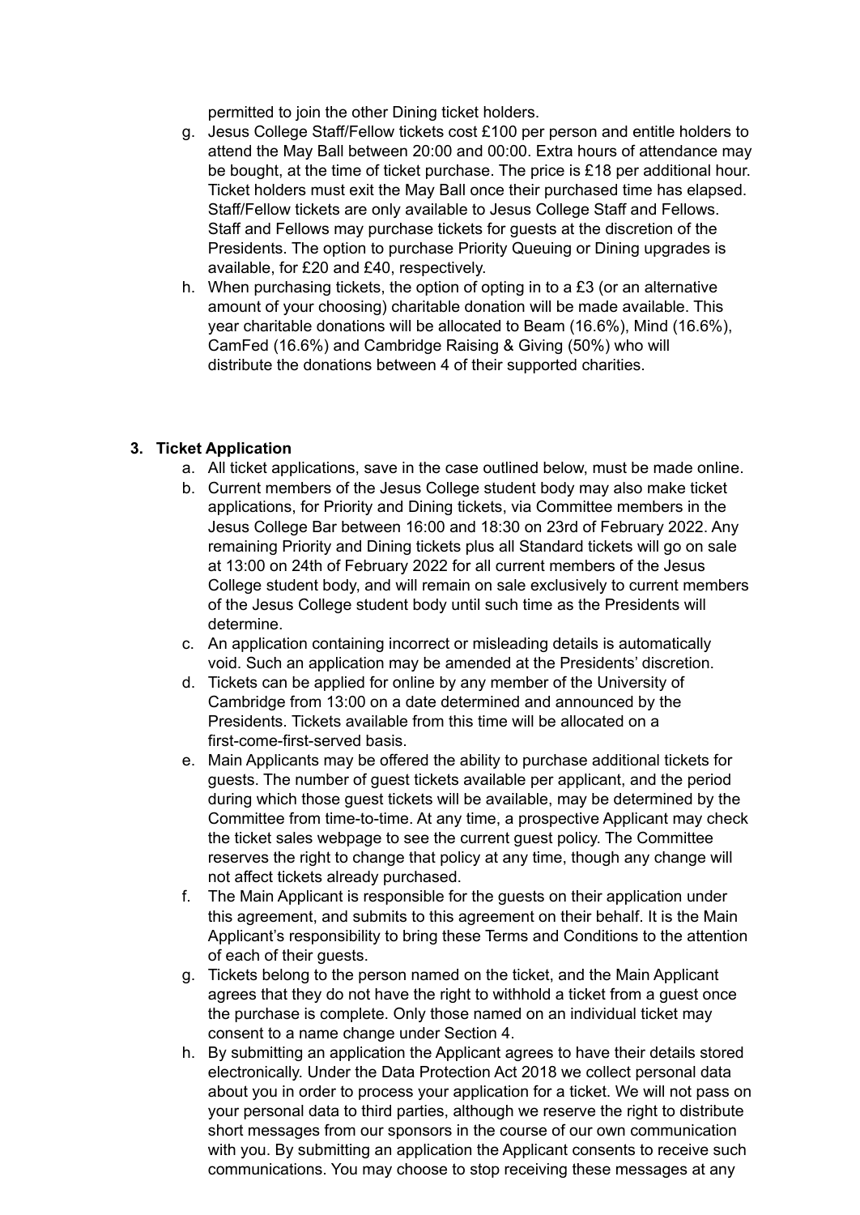permitted to join the other Dining ticket holders.

g. Jesus College Staff/Fellow tickets cost £100 per person and entitle holders to attend the May Ball between 20:00 and 00:00. Extra hours of attendance may be bought, at the time of ticket purchase. The price is £18 per additional hour. Ticket holders must exit the May Ball once their purchased time has elapsed. Staff/Fellow tickets are only available to Jesus College Staff and Fellows. Staff and Fellows may purchase tickets for guests at the discretion of the Presidents. The option to purchase Priority Queuing or Dining upgrades is available, for £20 and £40, respectively.

h. When purchasing tickets, the option of opting in to a £3 (or an alternative amount of your choosing) charitable donation will be made available. This year charitable donations will be allocated to Beam (16.6%), Mind (16.6%), CamFed (16.6%) and Cambridge Raising & Giving (50%) who will distribute the donations between 4 of their supported charities.

### 3. Ticket Application

a. All ticket applications, save in the case outlined below, must be made online.

b. Current members of the Jesus College student body may also make ticket applications, for Priority and Dining tickets, via Committee members in the Jesus College Bar between 16:00 and 18:30 on 23rd of February 2022. Any remaining Priority and Dining tickets plus all Standard tickets will go on sale at 13:00 on 24th of February 2022 for all current members of the Jesus College student body, and will remain on sale exclusively to current members of the Jesus College student body until such time as the Presidents will determine.

c. An application containing incorrect or misleading details is automatically void. Such an application may be amended at the Presidents' discretion.

d. Tickets can be applied for online by any member of the University of Cambridge from 13:00 on a date determined and announced by the Presidents. Tickets available from this time will be allocated on a first-come-first-served basis.

e. Main Applicants may be offered the ability to purchase additional tickets for guests. The number of guest tickets available per applicant, and the period during which those guest tickets will be available, may be determined by the Committee from time-to-time. At any time, a prospective Applicant may check the ticket sales webpage to see the current guest policy. The Committee reserves the right to change that policy at any time, though any change will not affect tickets already purchased.

f. The Main Applicant is responsible for the guests on their application under this agreement, and submits to this agreement on their behalf. It is the Main Applicant's responsibility to bring these Terms and Conditions to the attention of each of their guests.

g. Tickets belong to the person named on the ticket, and the Main Applicant agrees that they do not have the right to withhold a ticket from a guest once the purchase is complete. Only those named on an individual ticket may consent to a name change under Section 4.

h. By submitting an application the Applicant agrees to have their details stored electronically. Under the Data Protection Act 2018 we collect personal data about you in order to process your application for a ticket. We will not pass on your personal data to third parties, although we reserve the right to distribute short messages from our sponsors in the course of our own communication with you. By submitting an application the Applicant consents to receive such communications. You may choose to stop receiving these messages at any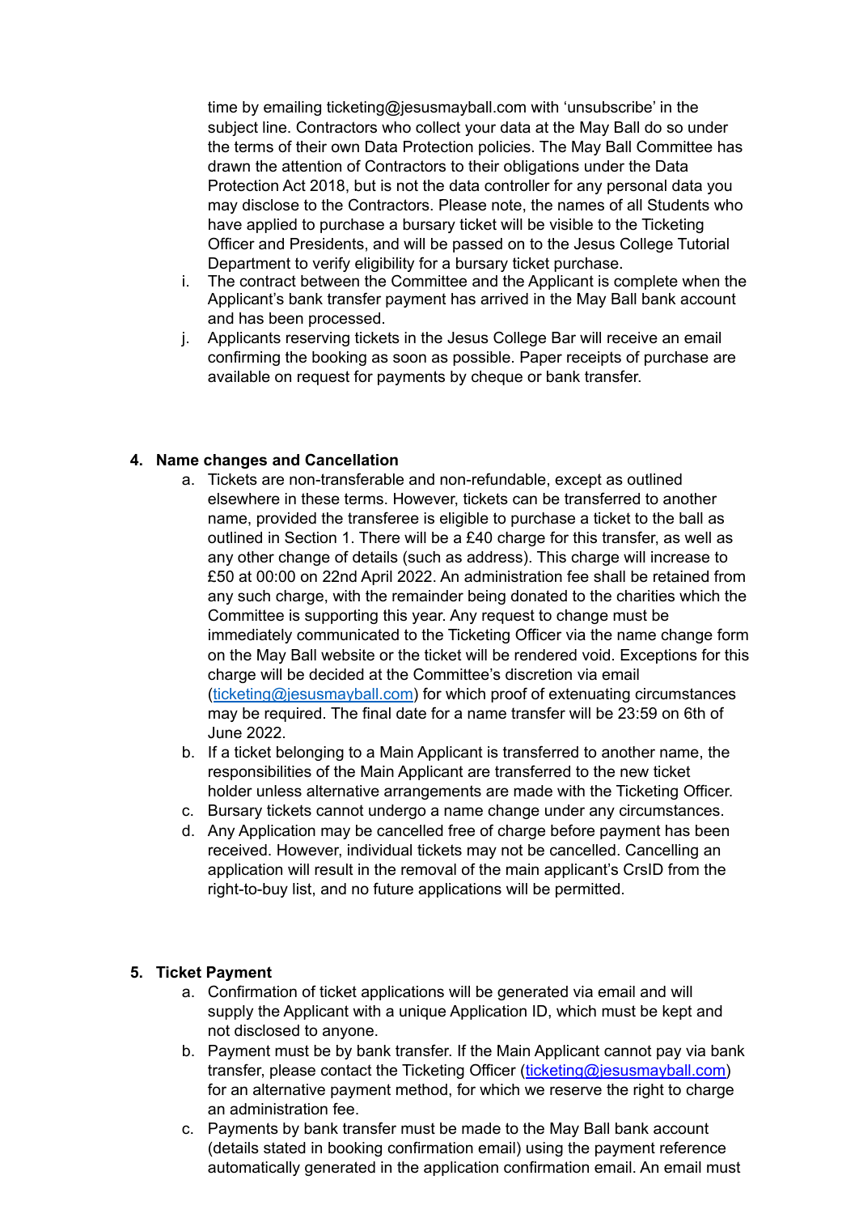time by emailing ticketing@jesusmayball.com with ‘unsubscribe’ in the subject line. Contractors who collect your data at the May Ball do so under the terms of their own Data Protection policies. The May Ball Committee has drawn the attention of Contractors to their obligations under the Data Protection Act 2018, but is not the data controller for any personal data you may disclose to the Contractors. Please note, the names of all Students who have applied to purchase a bursary ticket will be visible to the Ticketing Officer and Presidents, and will be passed on to the Jesus College Tutorial Department to verify eligibility for a bursary ticket purchase.

i. The contract between the Committee and the Applicant is complete when the Applicant’s bank transfer payment has arrived in the May Ball bank account and has been processed.

j. Applicants reserving tickets in the Jesus College Bar will receive an email confirming the booking as soon as possible. Paper receipts of purchase are available on request for payments by cheque or bank transfer.

**4. Name changes and Cancellation**

a. Tickets are non-transferable and non-refundable, except as outlined elsewhere in these terms. However, tickets can be transferred to another name, provided the transferee is eligible to purchase a ticket to the ball as outlined in Section 1. There will be a £40 charge for this transfer, as well as any other change of details (such as address). This charge will increase to £50 at 00:00 on 22nd April 2022. An administration fee shall be retained from any such charge, with the remainder being donated to the charities which the Committee is supporting this year. Any request to change must be immediately communicated to the Ticketing Officer via the name change form on the May Ball website or the ticket will be rendered void. Exceptions for this charge will be decided at the Committee’s discretion via email (ticketing@jesusmayball.com) for which proof of extenuating circumstances may be required. The final date for a name transfer will be 23:59 on 6th of June 2022.

b. If a ticket belonging to a Main Applicant is transferred to another name, the responsibilities of the Main Applicant are transferred to the new ticket holder unless alternative arrangements are made with the Ticketing Officer.

c. Bursary tickets cannot undergo a name change under any circumstances.

d. Any Application may be cancelled free of charge before payment has been received. However, individual tickets may not be cancelled. Cancelling an application will result in the removal of the main applicant’s CrsID from the right-to-buy list, and no future applications will be permitted.

**5. Ticket Payment**

a. Confirmation of ticket applications will be generated via email and will supply the Applicant with a unique Application ID, which must be kept and not disclosed to anyone.

b. Payment must be by bank transfer. If the Main Applicant cannot pay via bank transfer, please contact the Ticketing Officer (ticketing@jesusmayball.com) for an alternative payment method, for which we reserve the right to charge an administration fee.

c. Payments by bank transfer must be made to the May Ball bank account (details stated in booking confirmation email) using the payment reference automatically generated in the application confirmation email. An email must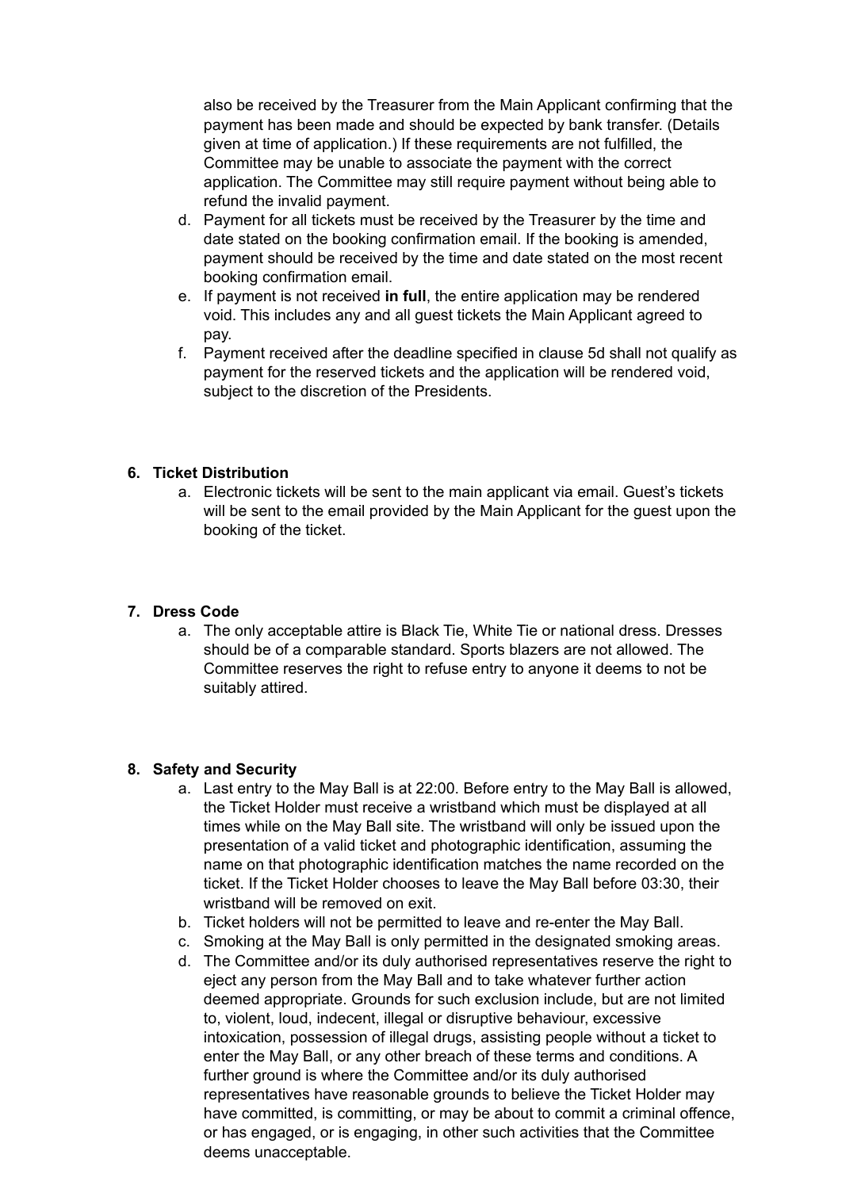also be received by the Treasurer from the Main Applicant confirming that the payment has been made and should be expected by bank transfer. (Details given at time of application.) If these requirements are not fulfilled, the Committee may be unable to associate the payment with the correct application. The Committee may still require payment without being able to refund the invalid payment.

d. Payment for all tickets must be received by the Treasurer by the time and date stated on the booking confirmation email. If the booking is amended, payment should be received by the time and date stated on the most recent booking confirmation email.

e. If payment is not received **in full**, the entire application may be rendered void. This includes any and all guest tickets the Main Applicant agreed to pay.

f. Payment received after the deadline specified in clause 5d shall not qualify as payment for the reserved tickets and the application will be rendered void, subject to the discretion of the Presidents.

## 6. Ticket Distribution

a. Electronic tickets will be sent to the main applicant via email. Guest's tickets will be sent to the email provided by the Main Applicant for the guest upon the booking of the ticket.

## 7. Dress Code

a. The only acceptable attire is Black Tie, White Tie or national dress. Dresses should be of a comparable standard. Sports blazers are not allowed. The Committee reserves the right to refuse entry to anyone it deems to not be suitably attired.

## 8. Safety and Security

a. Last entry to the May Ball is at 22:00. Before entry to the May Ball is allowed, the Ticket Holder must receive a wristband which must be displayed at all times while on the May Ball site. The wristband will only be issued upon the presentation of a valid ticket and photographic identification, assuming the name on that photographic identification matches the name recorded on the ticket. If the Ticket Holder chooses to leave the May Ball before 03:30, their wristband will be removed on exit.

b. Ticket holders will not be permitted to leave and re-enter the May Ball.

c. Smoking at the May Ball is only permitted in the designated smoking areas.

d. The Committee and/or its duly authorised representatives reserve the right to eject any person from the May Ball and to take whatever further action deemed appropriate. Grounds for such exclusion include, but are not limited to, violent, loud, indecent, illegal or disruptive behaviour, excessive intoxication, possession of illegal drugs, assisting people without a ticket to enter the May Ball, or any other breach of these terms and conditions. A further ground is where the Committee and/or its duly authorised representatives have reasonable grounds to believe the Ticket Holder may have committed, is committing, or may be about to commit a criminal offence, or has engaged, or is engaging, in other such activities that the Committee deems unacceptable.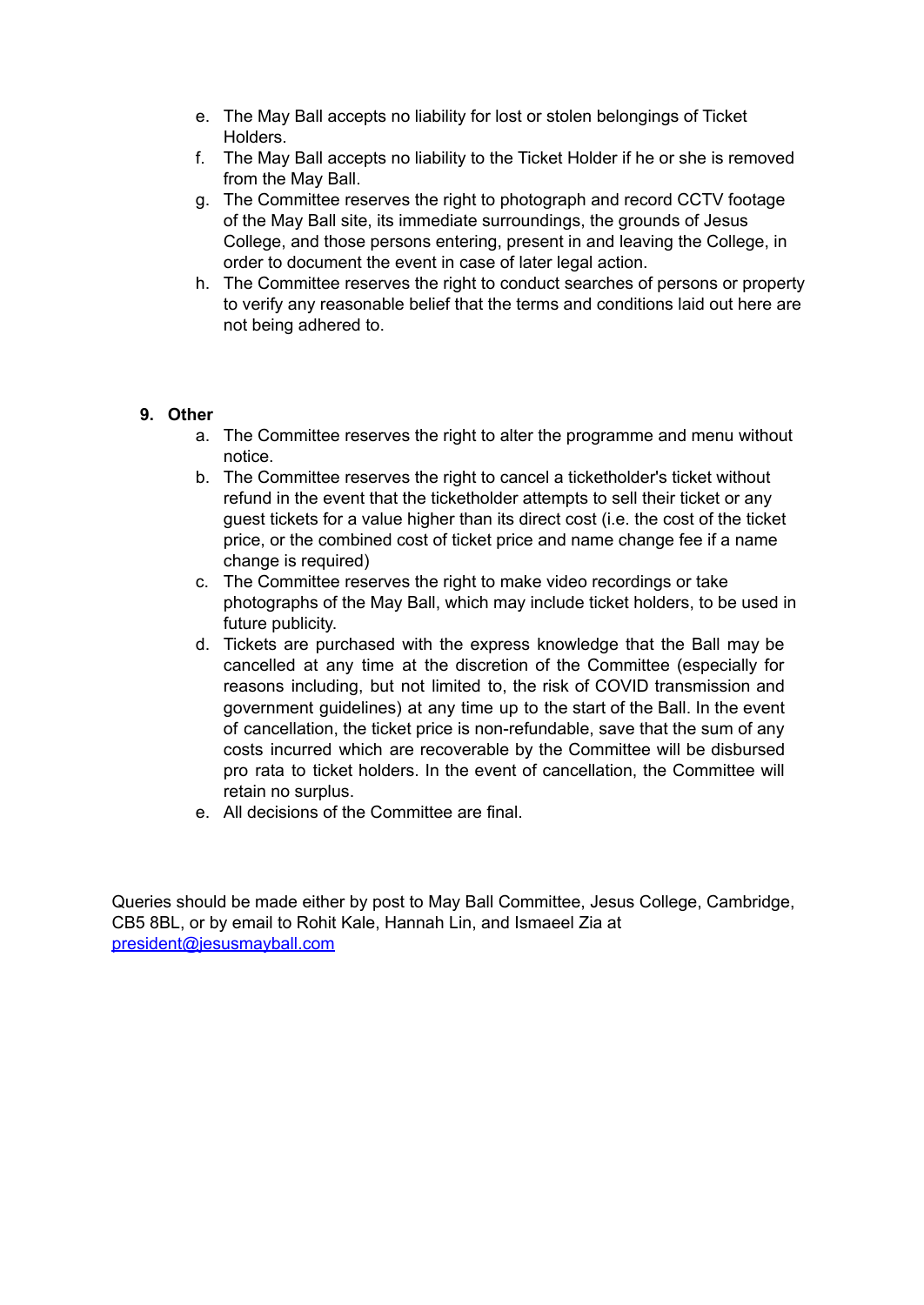e. The May Ball accepts no liability for lost or stolen belongings of Ticket Holders.
f. The May Ball accepts no liability to the Ticket Holder if he or she is removed from the May Ball.
g. The Committee reserves the right to photograph and record CCTV footage of the May Ball site, its immediate surroundings, the grounds of Jesus College, and those persons entering, present in and leaving the College, in order to document the event in case of later legal action.
h. The Committee reserves the right to conduct searches of persons or property to verify any reasonable belief that the terms and conditions laid out here are not being adhered to.

**9. Other**

a. The Committee reserves the right to alter the programme and menu without notice.
b. The Committee reserves the right to cancel a ticketholder's ticket without refund in the event that the ticketholder attempts to sell their ticket or any guest tickets for a value higher than its direct cost (i.e. the cost of the ticket price, or the combined cost of ticket price and name change fee if a name change is required)
c. The Committee reserves the right to make video recordings or take photographs of the May Ball, which may include ticket holders, to be used in future publicity.
d. Tickets are purchased with the express knowledge that the Ball may be cancelled at any time at the discretion of the Committee (especially for reasons including, but not limited to, the risk of COVID transmission and government guidelines) at any time up to the start of the Ball. In the event of cancellation, the ticket price is non-refundable, save that the sum of any costs incurred which are recoverable by the Committee will be disbursed pro rata to ticket holders. In the event of cancellation, the Committee will retain no surplus.
e. All decisions of the Committee are final.

Queries should be made either by post to May Ball Committee, Jesus College, Cambridge, CB5 8BL, or by email to Rohit Kale, Hannah Lin, and Ismaeel Zia at [president@jesusmayball.com](mailto:president@jesusmayball.com)